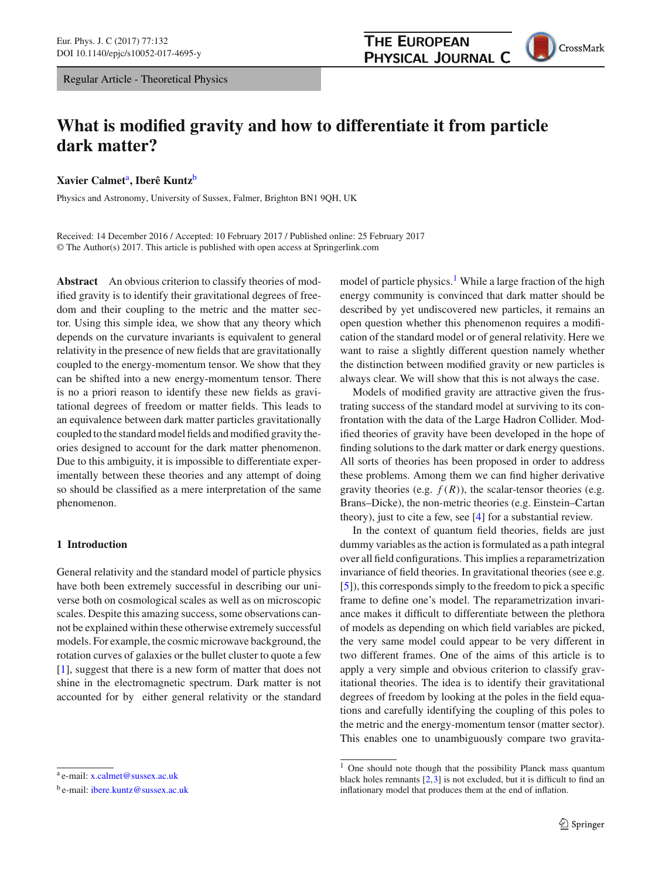Regular Article - Theoretical Physics

# What is modified gravity and how to differentiate it from particle dark matter?

**Xavier Calmet**[a], **Iberê Kuntz**[b]

Physics and Astronomy, University of Sussex, Falmer, Brighton BN1 9QH, UK

Received: 14 December 2016 / Accepted: 10 February 2017 / Published online: 25 February 2017
© The Author(s) 2017. This article is published with open access at Springerlink.com

**Abstract** An obvious criterion to classify theories of modified gravity is to identify their gravitational degrees of freedom and their coupling to the metric and the matter sector. Using this simple idea, we show that any theory which depends on the curvature invariants is equivalent to general relativity in the presence of new fields that are gravitationally coupled to the energy-momentum tensor. We show that they can be shifted into a new energy-momentum tensor. There is no a priori reason to identify these new fields as gravitational degrees of freedom or matter fields. This leads to an equivalence between dark matter particles gravitationally coupled to the standard model fields and modified gravity theories designed to account for the dark matter phenomenon. Due to this ambiguity, it is impossible to differentiate experimentally between these theories and any attempt of doing so should be classified as a mere interpretation of the same phenomenon.

## 1 Introduction

General relativity and the standard model of particle physics have both been extremely successful in describing our universe both on cosmological scales as well as on microscopic scales. Despite this amazing success, some observations cannot be explained within these otherwise extremely successful models. For example, the cosmic microwave background, the rotation curves of galaxies or the bullet cluster to quote a few [1], suggest that there is a new form of matter that does not shine in the electromagnetic spectrum. Dark matter is not accounted for by either general relativity or the standard model of particle physics.[1] While a large fraction of the high energy community is convinced that dark matter should be described by yet undiscovered new particles, it remains an open question whether this phenomenon requires a modification of the standard model or of general relativity. Here we want to raise a slightly different question namely whether the distinction between modified gravity or new particles is always clear. We will show that this is not always the case.

Models of modified gravity are attractive given the frustrating success of the standard model at surviving to its confrontation with the data of the Large Hadron Collider. Modified theories of gravity have been developed in the hope of finding solutions to the dark matter or dark energy questions. All sorts of theories has been proposed in order to address these problems. Among them we can find higher derivative gravity theories (e.g. $f(R)$), the scalar-tensor theories (e.g. Brans–Dicke), the non-metric theories (e.g. Einstein–Cartan theory), just to cite a few, see [4] for a substantial review.

In the context of quantum field theories, fields are just dummy variables as the action is formulated as a path integral over all field configurations. This implies a reparametrization invariance of field theories. In gravitational theories (see e.g. [5]), this corresponds simply to the freedom to pick a specific frame to define one's model. The reparametrization invariance makes it difficult to differentiate between the plethora of models as depending on which field variables are picked, the very same model could appear to be very different in two different frames. One of the aims of this article is to apply a very simple and obvious criterion to classify gravitational theories. The idea is to identify their gravitational degrees of freedom by looking at the poles in the field equations and carefully identifying the coupling of this poles to the metric and the energy-momentum tensor (matter sector). This enables one to unambiguously compare two gravita-

[1] One should note though that the possibility Planck mass quantum black holes remnants [2,3] is not excluded, but it is difficult to find an inflationary model that produces them at the end of inflation.

[a] e-mail: x.calmet@sussex.ac.uk

[b] e-mail: ibere.kuntz@sussex.ac.uk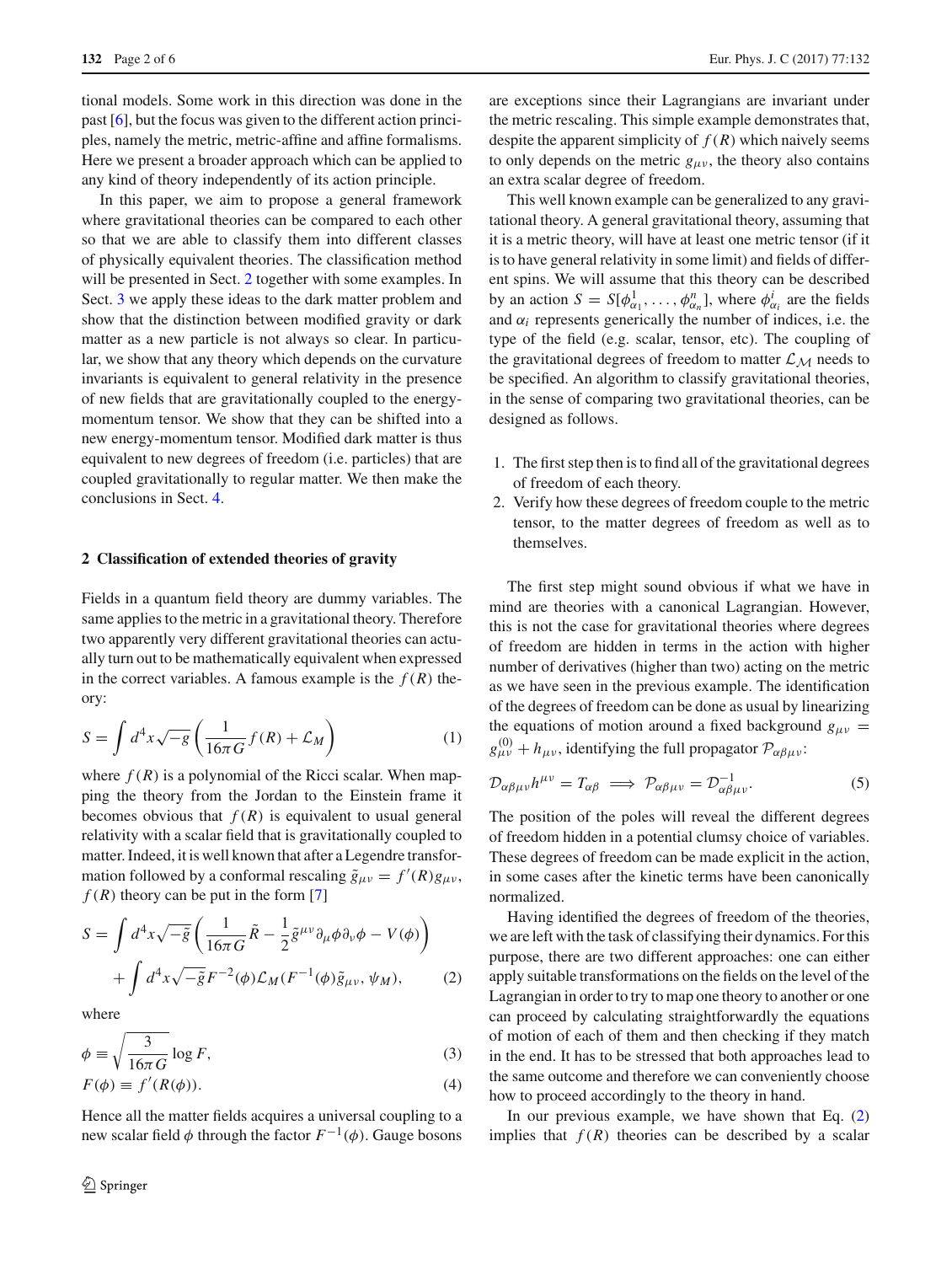tional models. Some work in this direction was done in the past [6], but the focus was given to the different action principles, namely the metric, metric-affine and affine formalisms. Here we present a broader approach which can be applied to any kind of theory independently of its action principle.

In this paper, we aim to propose a general framework where gravitational theories can be compared to each other so that we are able to classify them into different classes of physically equivalent theories. The classification method will be presented in Sect. 2 together with some examples. In Sect. 3 we apply these ideas to the dark matter problem and show that the distinction between modified gravity or dark matter as a new particle is not always so clear. In particular, we show that any theory which depends on the curvature invariants is equivalent to general relativity in the presence of new fields that are gravitationally coupled to the energy-momentum tensor. We show that they can be shifted into a new energy-momentum tensor. Modified dark matter is thus equivalent to new degrees of freedom (i.e. particles) that are coupled gravitationally to regular matter. We then make the conclusions in Sect. 4.

## 2 Classification of extended theories of gravity

Fields in a quantum field theory are dummy variables. The same applies to the metric in a gravitational theory. Therefore two apparently very different gravitational theories can actually turn out to be mathematically equivalent when expressed in the correct variables. A famous example is the $f(R)$ theory:

$$S = \int d^4x\sqrt{-g}\left(\frac{1}{16\pi G}f(R) + \mathcal{L}_M\right) \tag{1}$$

where $f(R)$ is a polynomial of the Ricci scalar. When mapping the theory from the Jordan to the Einstein frame it becomes obvious that $f(R)$ is equivalent to usual general relativity with a scalar field that is gravitationally coupled to matter. Indeed, it is well known that after a Legendre transformation followed by a conformal rescaling $\tilde{g}_{\mu\nu} = f'(R)g_{\mu\nu}$, $f(R)$ theory can be put in the form [7]

$$\begin{aligned} S = &\int d^4x\sqrt{-\tilde{g}}\left(\frac{1}{16\pi G}\tilde{R} - \frac{1}{2}\tilde{g}^{\mu\nu}\partial_\mu\phi\partial_\nu\phi - V(\phi)\right) \\ &+ \int d^4x\sqrt{-\tilde{g}}F^{-2}(\phi)\mathcal{L}_M(F^{-1}(\phi)\tilde{g}_{\mu\nu}, \psi_M), \end{aligned} \tag{2}$$

where

$$\phi \equiv \sqrt{\frac{3}{16\pi G}}\log F, \tag{3}$$

$$F(\phi) \equiv f'(R(\phi)). \tag{4}$$

Hence all the matter fields acquires a universal coupling to a new scalar field $\phi$ through the factor $F^{-1}(\phi)$. Gauge bosons are exceptions since their Lagrangians are invariant under the metric rescaling. This simple example demonstrates that, despite the apparent simplicity of $f(R)$ which naively seems to only depends on the metric $g_{\mu\nu}$, the theory also contains an extra scalar degree of freedom.

This well known example can be generalized to any gravitational theory. A general gravitational theory, assuming that it is a metric theory, will have at least one metric tensor (if it is to have general relativity in some limit) and fields of different spins. We will assume that this theory can be described by an action $S = S[\phi^1_{\alpha_1}, \ldots, \phi^n_{\alpha_n}]$, where $\phi^i_{\alpha_i}$ are the fields and $\alpha_i$ represents generically the number of indices, i.e. the type of the field (e.g. scalar, tensor, etc). The coupling of the gravitational degrees of freedom to matter $\mathcal{L}_\mathcal{M}$ needs to be specified. An algorithm to classify gravitational theories, in the sense of comparing two gravitational theories, can be designed as follows.

1. The first step then is to find all of the gravitational degrees of freedom of each theory.
2. Verify how these degrees of freedom couple to the metric tensor, to the matter degrees of freedom as well as to themselves.

The first step might sound obvious if what we have in mind are theories with a canonical Lagrangian. However, this is not the case for gravitational theories where degrees of freedom are hidden in terms in the action with higher number of derivatives (higher than two) acting on the metric as we have seen in the previous example. The identification of the degrees of freedom can be done as usual by linearizing the equations of motion around a fixed background $g_{\mu\nu} = g^{(0)}_{\mu\nu} + h_{\mu\nu}$, identifying the full propagator $\mathcal{P}_{\alpha\beta\mu\nu}$:

$$\mathcal{D}_{\alpha\beta\mu\nu}h^{\mu\nu} = T_{\alpha\beta} \implies \mathcal{P}_{\alpha\beta\mu\nu} = \mathcal{D}^{-1}_{\alpha\beta\mu\nu}. \tag{5}$$

The position of the poles will reveal the different degrees of freedom hidden in a potential clumsy choice of variables. These degrees of freedom can be made explicit in the action, in some cases after the kinetic terms have been canonically normalized.

Having identified the degrees of freedom of the theories, we are left with the task of classifying their dynamics. For this purpose, there are two different approaches: one can either apply suitable transformations on the fields on the level of the Lagrangian in order to try to map one theory to another or one can proceed by calculating straightforwardly the equations of motion of each of them and then checking if they match in the end. It has to be stressed that both approaches lead to the same outcome and therefore we can conveniently choose how to proceed accordingly to the theory in hand.

In our previous example, we have shown that Eq. (2) implies that $f(R)$ theories can be described by a scalar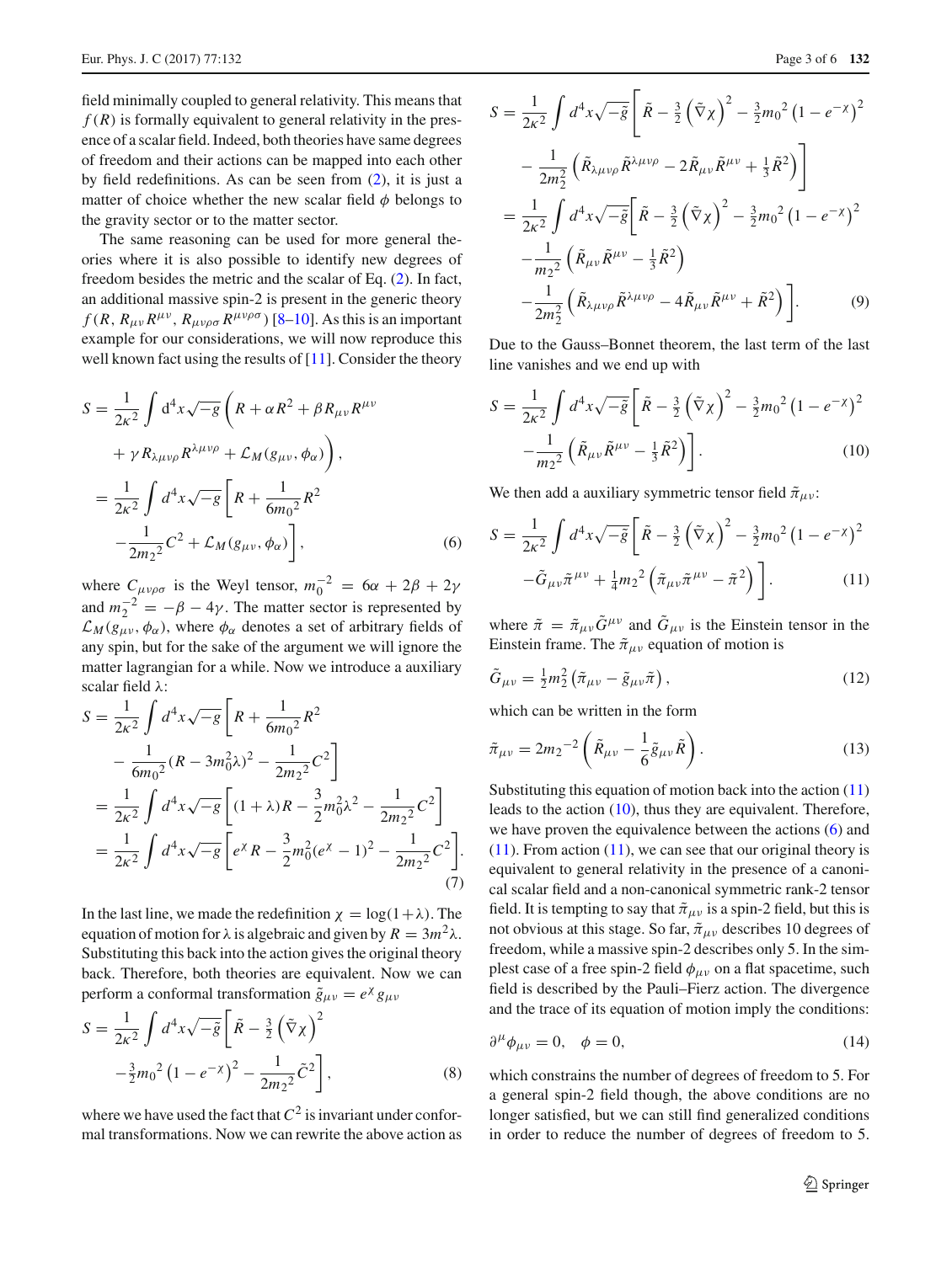field minimally coupled to general relativity. This means that $f(R)$ is formally equivalent to general relativity in the presence of a scalar field. Indeed, both theories have same degrees of freedom and their actions can be mapped into each other by field redefinitions. As can be seen from (2), it is just a matter of choice whether the new scalar field $\phi$ belongs to the gravity sector or to the matter sector.

The same reasoning can be used for more general theories where it is also possible to identify new degrees of freedom besides the metric and the scalar of Eq. (2). In fact, an additional massive spin-2 is present in the generic theory $f(R, R_{\mu\nu}R^{\mu\nu}, R_{\mu\nu\rho\sigma}R^{\mu\nu\rho\sigma})$ [8–10]. As this is an important example for our considerations, we will now reproduce this well known fact using the results of [11]. Consider the theory

$$
\begin{aligned}
S &= \frac{1}{2\kappa^2}\int \mathrm{d}^4x\sqrt{-g}\left(R + \alpha R^2 + \beta R_{\mu\nu}R^{\mu\nu}\right. \\
&\quad \left. + \gamma R_{\lambda\mu\nu\rho}R^{\lambda\mu\nu\rho} + \mathcal{L}_M(g_{\mu\nu}, \phi_\alpha)\right), \\
&= \frac{1}{2\kappa^2}\int d^4x\sqrt{-g}\left[R + \frac{1}{6m_0{}^2}R^2\right. \\
&\quad \left. - \frac{1}{2m_2{}^2}C^2 + \mathcal{L}_M(g_{\mu\nu}, \phi_\alpha)\right],
\end{aligned}
\tag{6}
$$

where $C_{\mu\nu\rho\sigma}$ is the Weyl tensor, $m_0^{-2} = 6\alpha + 2\beta + 2\gamma$ and $m_2^{-2} = -\beta - 4\gamma$. The matter sector is represented by $\mathcal{L}_M(g_{\mu\nu}, \phi_\alpha)$, where $\phi_\alpha$ denotes a set of arbitrary fields of any spin, but for the sake of the argument we will ignore the matter lagrangian for a while. Now we introduce a auxiliary scalar field $\lambda$:

$$
\begin{aligned}
S &= \frac{1}{2\kappa^2}\int d^4x\sqrt{-g}\left[R + \frac{1}{6m_0{}^2}R^2\right. \\
&\quad \left. - \frac{1}{6m_0{}^2}(R - 3m_0^2\lambda)^2 - \frac{1}{2m_2{}^2}C^2\right] \\
&= \frac{1}{2\kappa^2}\int d^4x\left[(1+\lambda)R - \frac{3}{2}m_0^2\lambda^2 - \frac{1}{2m_2{}^2}C^2\right] \\
&= \frac{1}{2\kappa^2}\int d^4x\sqrt{-g}\left[e^\chi R - \frac{3}{2}m_0^2(e^\chi - 1)^2 - \frac{1}{2m_2{}^2}C^2\right].
\end{aligned}
\tag{7}
$$

In the last line, we made the redefinition $\chi = \log(1+\lambda)$. The equation of motion for $\lambda$ is algebraic and given by $R = 3m^2\lambda$. Substituting this back into the action gives the original theory back. Therefore, both theories are equivalent. Now we can perform a conformal transformation $\tilde{g}_{\mu\nu} = e^\chi g_{\mu\nu}$

$$
\begin{aligned}
S &= \frac{1}{2\kappa^2}\int d^4x\sqrt{-\tilde{g}}\left[\tilde{R} - \tfrac{3}{2}\left(\tilde{\nabla}\chi\right)^2\right. \\
&\quad \left. - \tfrac{3}{2}m_0{}^2\left(1 - e^{-\chi}\right)^2 - \frac{1}{2m_2{}^2}\tilde{C}^2\right],
\end{aligned}
\tag{8}
$$

where we have used the fact that $C^2$ is invariant under conformal transformations. Now we can rewrite the above action as

$$
\begin{aligned}
S &= \frac{1}{2\kappa^2}\int d^4x\sqrt{-\tilde{g}}\left[\tilde{R} - \tfrac{3}{2}\left(\tilde{\nabla}\chi\right)^2 - \tfrac{3}{2}m_0{}^2\left(1 - e^{-\chi}\right)^2\right. \\
&\quad \left. - \frac{1}{2m_2^2}\left(\tilde{R}_{\lambda\mu\nu\rho}\tilde{R}^{\lambda\mu\nu\rho} - 2\tilde{R}_{\mu\nu}\tilde{R}^{\mu\nu} + \tfrac{1}{3}\tilde{R}^2\right)\right] \\
&= \frac{1}{2\kappa^2}\int d^4x\sqrt{-\tilde{g}}\left[\tilde{R} - \tfrac{3}{2}\left(\tilde{\nabla}\chi\right)^2 - \tfrac{3}{2}m_0{}^2\left(1 - e^{-\chi}\right)^2\right. \\
&\quad - \frac{1}{m_2{}^2}\left(\tilde{R}_{\mu\nu}\tilde{R}^{\mu\nu} - \tfrac{1}{3}\tilde{R}^2\right) \\
&\quad \left. - \frac{1}{2m_2^2}\left(\tilde{R}_{\lambda\mu\nu\rho}\tilde{R}^{\lambda\mu\nu\rho} - 4\tilde{R}_{\mu\nu}\tilde{R}^{\mu\nu} + \tilde{R}^2\right)\right].
\end{aligned}
\tag{9}
$$

Due to the Gauss–Bonnet theorem, the last term of the last line vanishes and we end up with

$$
\begin{aligned}
S &= \frac{1}{2\kappa^2}\int d^4x\sqrt{-\tilde{g}}\left[\tilde{R} - \tfrac{3}{2}\left(\tilde{\nabla}\chi\right)^2 - \tfrac{3}{2}m_0{}^2\left(1 - e^{-\chi}\right)^2\right. \\
&\quad \left. - \frac{1}{m_2{}^2}\left(\tilde{R}_{\mu\nu}\tilde{R}^{\mu\nu} - \tfrac{1}{3}\tilde{R}^2\right)\right].
\end{aligned}
\tag{10}
$$

We then add a auxiliary symmetric tensor field $\tilde{\pi}_{\mu\nu}$:

$$
\begin{aligned}
S &= \frac{1}{2\kappa^2}\int d^4x\sqrt{-\tilde{g}}\left[\tilde{R} - \tfrac{3}{2}\left(\tilde{\nabla}\chi\right)^2 - \tfrac{3}{2}m_0{}^2\left(1 - e^{-\chi}\right)^2\right. \\
&\quad \left. - \tilde{G}_{\mu\nu}\tilde{\pi}^{\mu\nu} + \tfrac{1}{4}m_2{}^2\left(\tilde{\pi}_{\mu\nu}\tilde{\pi}^{\mu\nu} - \tilde{\pi}^2\right)\right].
\end{aligned}
\tag{11}
$$

where $\tilde{\pi} = \tilde{\pi}_{\mu\nu}\tilde{G}^{\mu\nu}$ and $\tilde{G}_{\mu\nu}$ is the Einstein tensor in the Einstein frame. The $\tilde{\pi}_{\mu\nu}$ equation of motion is

$$
\tilde{G}_{\mu\nu} = \tfrac{1}{2}m_2^2\left(\tilde{\pi}_{\mu\nu} - \tilde{g}_{\mu\nu}\tilde{\pi}\right),
\tag{12}
$$

which can be written in the form

$$
\tilde{\pi}_{\mu\nu} = 2m_2{}^{-2}\left(\tilde{R}_{\mu\nu} - \frac{1}{6}\tilde{g}_{\mu\nu}\tilde{R}\right).
\tag{13}
$$

Substituting this equation of motion back into the action (11) leads to the action (10), thus they are equivalent. Therefore, we have proven the equivalence between the actions (6) and (11). From action (11), we can see that our original theory is equivalent to general relativity in the presence of a canonical scalar field and a non-canonical symmetric rank-2 tensor field. It is tempting to say that $\tilde{\pi}_{\mu\nu}$ is a spin-2 field, but this is not obvious at this stage. So far, $\tilde{\pi}_{\mu\nu}$ describes 10 degrees of freedom, while a massive spin-2 describes only 5. In the simplest case of a free spin-2 field $\phi_{\mu\nu}$ on a flat spacetime, such field is described by the Pauli–Fierz action. The divergence and the trace of its equation of motion imply the conditions:

$$
\partial^\mu\phi_{\mu\nu} = 0, \quad \phi = 0,
\tag{14}
$$

which constrains the number of degrees of freedom to 5. For a general spin-2 field though, the above conditions are no longer satisfied, but we can still find generalized conditions in order to reduce the number of degrees of freedom to 5.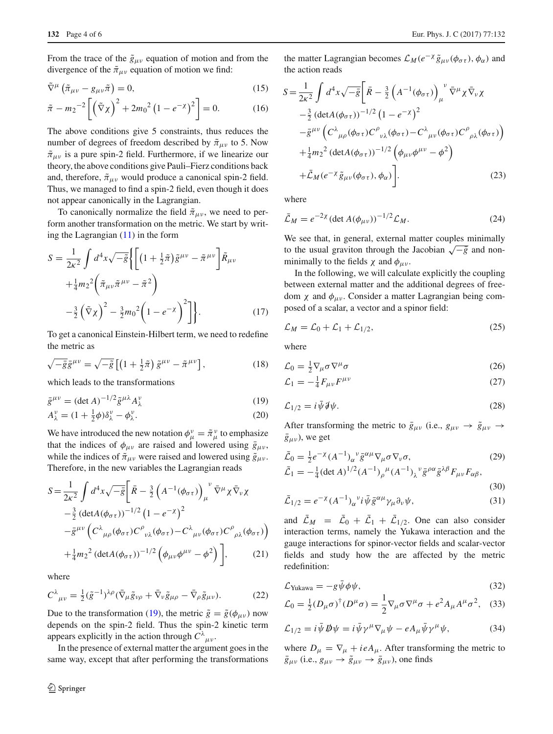From the trace of the $\tilde{g}_{\mu\nu}$ equation of motion and from the divergence of the $\tilde{\pi}_{\mu\nu}$ equation of motion we find:

$$\tilde{\nabla}^{\mu}\left(\tilde{\pi}_{\mu\nu} - g_{\mu\nu}\tilde{\pi}\right) = 0, \tag{15}$$

$$\tilde{\pi} - m_2{}^{-2}\left[\left(\tilde{\nabla}\chi\right)^2 + 2m_0{}^2\left(1 - e^{-\chi}\right)^2\right] = 0. \tag{16}$$

The above conditions give 5 constraints, thus reduces the number of degrees of freedom described by $\tilde{\pi}_{\mu\nu}$ to 5. Now $\tilde{\pi}_{\mu\nu}$ is a pure spin-2 field. Furthermore, if we linearize our theory, the above conditions give Pauli–Fierz conditions back and, therefore, $\tilde{\pi}_{\mu\nu}$ would produce a canonical spin-2 field. Thus, we managed to find a spin-2 field, even though it does not appear canonically in the Lagrangian.

To canonically normalize the field $\tilde{\pi}_{\mu\nu}$, we need to perform another transformation on the metric. We start by writing the Lagrangian (11) in the form

$$S = \frac{1}{2\kappa^2}\int d^4x\sqrt{-\tilde{g}}\Bigg\{\left[\left(1 + \tfrac{1}{2}\tilde{\pi}\right)\tilde{g}^{\mu\nu} - \tilde{\pi}^{\mu\nu}\right]\tilde{R}_{\mu\nu} + \tfrac{1}{4}m_2{}^2\left(\tilde{\pi}_{\mu\nu}\tilde{\pi}^{\mu\nu} - \tilde{\pi}^2\right) - \tfrac{3}{2}\left(\tilde{\nabla}\chi\right)^2 - \tfrac{3}{2}m_0{}^2\left(1 - e^{-\chi}\right)^2\Bigg]\Bigg\}. \tag{17}$$

To get a canonical Einstein-Hilbert term, we need to redefine the metric as

$$\sqrt{-\bar{g}}\bar{g}^{\mu\nu} = \sqrt{-\tilde{g}}\left[\left(1 + \tfrac{1}{2}\tilde{\pi}\right)\tilde{g}^{\mu\nu} - \tilde{\pi}^{\mu\nu}\right], \tag{18}$$

which leads to the transformations

$$\bar{g}^{\mu\nu} = (\det A)^{-1/2}\tilde{g}^{\mu\lambda}A_{\lambda}^{\nu} \tag{19}$$

$$A_{\lambda}^{\nu} = (1 + \tfrac{1}{2}\phi)\delta_{\lambda}^{\nu} - \phi_{\lambda}^{\nu}. \tag{20}$$

We have introduced the new notation $\phi_{\mu}^{\nu} = \tilde{\pi}_{\mu}^{\nu}$ to emphasize that the indices of $\phi_{\mu\nu}$ are raised and lowered using $\bar{g}_{\mu\nu}$, while the indices of $\tilde{\pi}_{\mu\nu}$ were raised and lowered using $\tilde{g}_{\mu\nu}$. Therefore, in the new variables the Lagrangian reads

$$S = \frac{1}{2\kappa^2}\int d^4x\sqrt{-\bar{g}}\Bigg[\bar{R} - \tfrac{3}{2}\left(A^{-1}(\phi_{\sigma\tau})\right)_{\mu}^{\ \nu}\bar{\nabla}^{\mu}\chi\bar{\nabla}_{\nu}\chi - \tfrac{3}{2}\left(\det A(\phi_{\sigma\tau})\right)^{-1/2}\left(1 - e^{-\chi}\right)^2 - \bar{g}^{\mu\nu}\left(C^{\lambda}{}_{\mu\rho}(\phi_{\sigma\tau})C^{\rho}{}_{\nu\lambda}(\phi_{\sigma\tau}) - C^{\lambda}{}_{\mu\nu}(\phi_{\sigma\tau})C^{\rho}{}_{\rho\lambda}(\phi_{\sigma\tau})\right) + \tfrac{1}{4}m_2{}^2\left(\det A(\phi_{\sigma\tau})\right)^{-1/2}\left(\phi_{\mu\nu}\phi^{\mu\nu} - \phi^2\right)\Bigg], \tag{21}$$

where

$$C^{\lambda}{}_{\mu\nu} = \tfrac{1}{2}(\tilde{g}^{-1})^{\lambda\rho}(\bar{\nabla}_{\mu}\tilde{g}_{\nu\rho} + \bar{\nabla}_{\nu}\tilde{g}_{\mu\rho} - \bar{\nabla}_{\rho}\tilde{g}_{\mu\nu}). \tag{22}$$

Due to the transformation (19), the metric $\tilde{g} = \tilde{g}(\phi_{\mu\nu})$ now depends on the spin-2 field. Thus the spin-2 kinetic term appears explicitly in the action through $C^{\lambda}{}_{\mu\nu}$.

In the presence of external matter the argument goes in the same way, except that after performing the transformations the matter Lagrangian becomes $\mathcal{L}_M(e^{-\chi}\tilde{g}_{\mu\nu}(\phi_{\sigma\tau}), \phi_\alpha)$ and the action reads

$$S = \frac{1}{2\kappa^2}\int d^4x\sqrt{-\bar{g}}\Bigg[\bar{R} - \tfrac{3}{2}\left(A^{-1}(\phi_{\sigma\tau})\right)_{\mu}^{\ \nu}\bar{\nabla}^{\mu}\chi\bar{\nabla}_{\nu}\chi - \tfrac{3}{2}\left(\det A(\phi_{\sigma\tau})\right)^{-1/2}\left(1 - e^{-\chi}\right)^2 - \bar{g}^{\mu\nu}\left(C^{\lambda}{}_{\mu\rho}(\phi_{\sigma\tau})C^{\rho}{}_{\nu\lambda}(\phi_{\sigma\tau}) - C^{\lambda}{}_{\mu\nu}(\phi_{\sigma\tau})C^{\rho}{}_{\rho\lambda}(\phi_{\sigma\tau})\right) + \tfrac{1}{4}m_2{}^2\left(\det A(\phi_{\sigma\tau})\right)^{-1/2}\left(\phi_{\mu\nu}\phi^{\mu\nu} - \phi^2\right) + \bar{\mathcal{L}}_M(e^{-\chi}\tilde{g}_{\mu\nu}(\phi_{\sigma\tau}), \phi_\alpha)\Bigg]. \tag{23}$$

where

$$\bar{\mathcal{L}}_M = e^{-2\chi}(\det A(\phi_{\mu\nu}))^{-1/2}\mathcal{L}_M. \tag{24}$$

We see that, in general, external matter couples minimally to the usual graviton through the Jacobian $\sqrt{-g}$ and non-minimally to the fields $\chi$ and $\phi_{\mu\nu}$.

In the following, we will calculate explicitly the coupling between external matter and the additional degrees of freedom $\chi$ and $\phi_{\mu\nu}$. Consider a matter Lagrangian being composed of a scalar, a vector and a spinor field:

$$\mathcal{L}_M = \mathcal{L}_0 + \mathcal{L}_1 + \mathcal{L}_{1/2}, \tag{25}$$

where

$$\mathcal{L}_0 = \tfrac{1}{2}\nabla_{\mu}\sigma\nabla^{\mu}\sigma \tag{26}$$

$$\mathcal{L}_1 = -\tfrac{1}{4}F_{\mu\nu}F^{\mu\nu} \tag{27}$$

$$\mathcal{L}_{1/2} = i\bar{\psi}\not{\partial}\psi. \tag{28}$$

After transforming the metric to $\bar{g}_{\mu\nu}$ (i.e., $g_{\mu\nu} \to \tilde{g}_{\mu\nu} \to \bar{g}_{\mu\nu}$), we get

$$\bar{\mathcal{L}}_0 = \tfrac{1}{2}e^{-\chi}(A^{-1})_{\alpha}^{\ \nu}\bar{g}^{\alpha\mu}\nabla_{\mu}\sigma\nabla_{\nu}\sigma, \tag{29}$$

$$\bar{\mathcal{L}}_1 = -\tfrac{1}{4}(\det A)^{1/2}(A^{-1})_{\rho}^{\ \mu}(A^{-1})_{\lambda}^{\ \nu}\bar{g}^{\rho\alpha}\bar{g}^{\lambda\beta}F_{\mu\nu}F_{\alpha\beta}, \tag{30}$$

$$\bar{\mathcal{L}}_{1/2} = e^{-\chi}(A^{-1})_{\alpha}^{\ \nu}i\bar{\psi}\bar{g}^{\alpha\mu}\gamma_{\mu}\partial_{\nu}\psi, \tag{31}$$

and $\bar{\mathcal{L}}_M = \bar{\mathcal{L}}_0 + \bar{\mathcal{L}}_1 + \bar{\mathcal{L}}_{1/2}$. One can also consider interaction terms, namely the Yukawa interaction and the gauge interactions for spinor-vector fields and scalar-vector fields and study how the are affected by the metric redefinition:

$$\mathcal{L}_{\text{Yukawa}} = -g\bar{\psi}\phi\psi, \tag{32}$$

$$\mathcal{L}_0 = \tfrac{1}{2}(D_{\mu}\sigma)^{\dagger}(D^{\mu}\sigma) = \frac{1}{2}\nabla_{\mu}\sigma\nabla^{\mu}\sigma + e^2A_{\mu}A^{\mu}\sigma^2, \tag{33}$$

$$\mathcal{L}_{1/2} = i\bar{\psi}\not{D}\psi = i\bar{\psi}\gamma^{\mu}\nabla_{\mu}\psi - eA_{\mu}\bar{\psi}\gamma^{\mu}\psi, \tag{34}$$

where $D_{\mu} = \nabla_{\mu} + ieA_{\mu}$. After transforming the metric to $\bar{g}_{\mu\nu}$ (i.e., $g_{\mu\nu} \to \tilde{g}_{\mu\nu} \to \bar{g}_{\mu\nu}$), one finds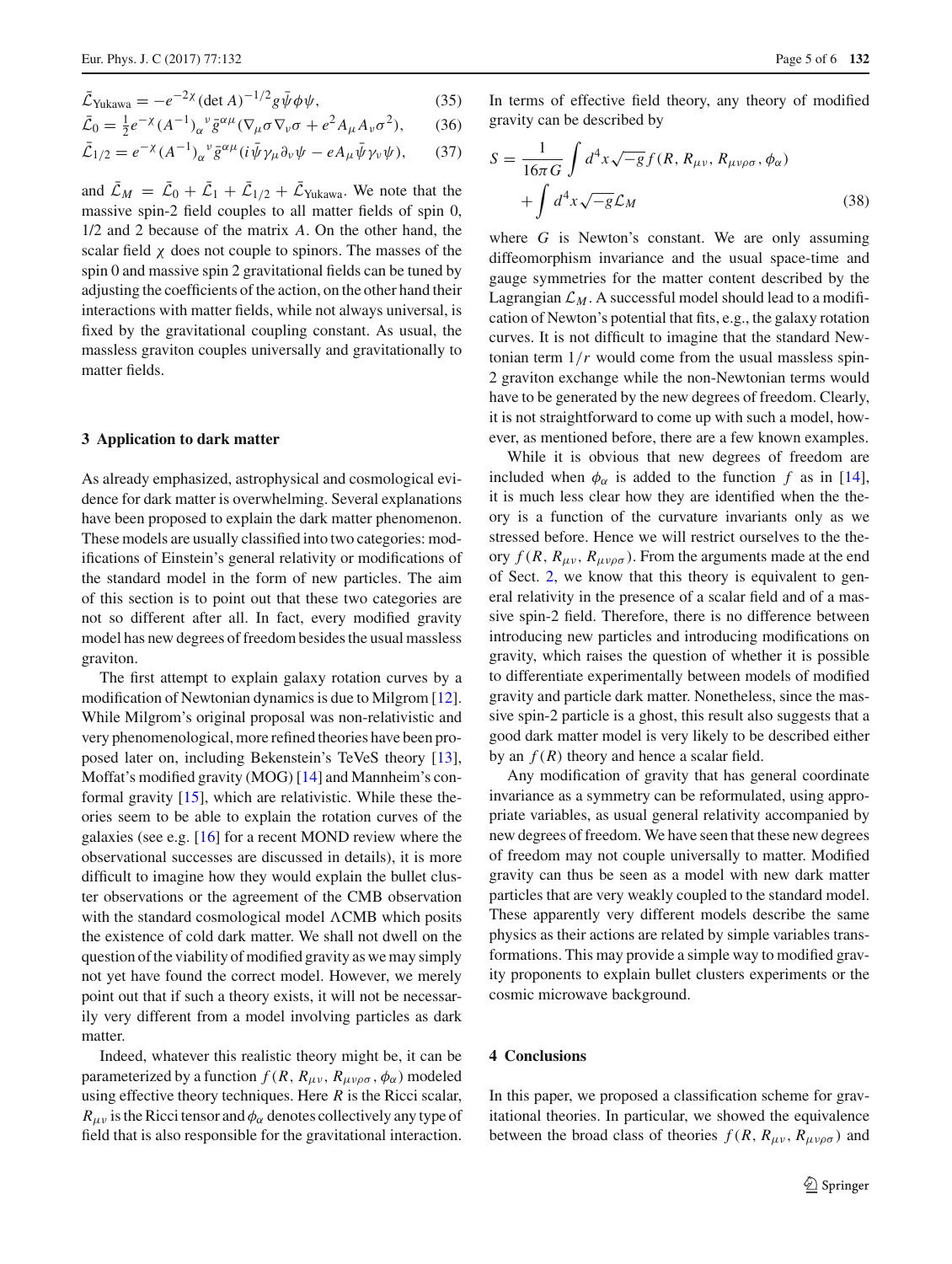$$\bar{\mathcal{L}}_{\text{Yukawa}} = -e^{-2\chi}(\det A)^{-1/2} g\bar{\psi}\phi\psi, \tag{35}$$

$$\bar{\mathcal{L}}_0 = \tfrac{1}{2}e^{-\chi}(A^{-1})_\alpha{}^\nu \bar{g}^{\alpha\mu}(\nabla_\mu\sigma\nabla_\nu\sigma + e^2 A_\mu A_\nu \sigma^2), \tag{36}$$

$$\bar{\mathcal{L}}_{1/2} = e^{-\chi}(A^{-1})_\alpha{}^\nu \bar{g}^{\alpha\mu}(i\bar{\psi}\gamma_\mu\partial_\nu\psi - eA_\mu\bar{\psi}\gamma_\nu\psi), \tag{37}$$

and $\bar{\mathcal{L}}_M = \bar{\mathcal{L}}_0 + \bar{\mathcal{L}}_1 + \bar{\mathcal{L}}_{1/2} + \bar{\mathcal{L}}_{\text{Yukawa}}$. We note that the massive spin-2 field couples to all matter fields of spin 0, 1/2 and 2 because of the matrix $A$. On the other hand, the scalar field $\chi$ does not couple to spinors. The masses of the spin 0 and massive spin 2 gravitational fields can be tuned by adjusting the coefficients of the action, on the other hand their interactions with matter fields, while not always universal, is fixed by the gravitational coupling constant. As usual, the massless graviton couples universally and gravitationally to matter fields.

## 3 Application to dark matter

As already emphasized, astrophysical and cosmological evidence for dark matter is overwhelming. Several explanations have been proposed to explain the dark matter phenomenon. These models are usually classified into two categories: modifications of Einstein's general relativity or modifications of the standard model in the form of new particles. The aim of this section is to point out that these two categories are not so different after all. In fact, every modified gravity model has new degrees of freedom besides the usual massless graviton.

The first attempt to explain galaxy rotation curves by a modification of Newtonian dynamics is due to Milgrom [12]. While Milgrom's original proposal was non-relativistic and very phenomenological, more refined theories have been proposed later on, including Bekenstein's TeVeS theory [13], Moffat's modified gravity (MOG) [14] and Mannheim's conformal gravity [15], which are relativistic. While these theories seem to be able to explain the rotation curves of the galaxies (see e.g. [16] for a recent MOND review where the observational successes are discussed in details), it is more difficult to imagine how they would explain the bullet cluster observations or the agreement of the CMB observation with the standard cosmological model $\Lambda$CMB which posits the existence of cold dark matter. We shall not dwell on the question of the viability of modified gravity as we may simply not yet have found the correct model. However, we merely point out that if such a theory exists, it will not be necessarily very different from a model involving particles as dark matter.

Indeed, whatever this realistic theory might be, it can be parameterized by a function $f(R, R_{\mu\nu}, R_{\mu\nu\rho\sigma}, \phi_\alpha)$ modeled using effective theory techniques. Here $R$ is the Ricci scalar, $R_{\mu\nu}$ is the Ricci tensor and $\phi_\alpha$ denotes collectively any type of field that is also responsible for the gravitational interaction. In terms of effective field theory, any theory of modified gravity can be described by

$$S = \frac{1}{16\pi G}\int d^4x\sqrt{-g}f(R, R_{\mu\nu}, R_{\mu\nu\rho\sigma}, \phi_\alpha) + \int d^4x\sqrt{-g}\mathcal{L}_M \tag{38}$$

where $G$ is Newton's constant. We are only assuming diffeomorphism invariance and the usual space-time and gauge symmetries for the matter content described by the Lagrangian $\mathcal{L}_M$. A successful model should lead to a modification of Newton's potential that fits, e.g., the galaxy rotation curves. It is not difficult to imagine that the standard Newtonian term $1/r$ would come from the usual massless spin-2 graviton exchange while the non-Newtonian terms would have to be generated by the new degrees of freedom. Clearly, it is not straightforward to come up with such a model, however, as mentioned before, there are a few known examples.

While it is obvious that new degrees of freedom are included when $\phi_\alpha$ is added to the function $f$ as in [14], it is much less clear how they are identified when the theory is a function of the curvature invariants only as we stressed before. Hence we will restrict ourselves to the theory $f(R, R_{\mu\nu}, R_{\mu\nu\rho\sigma})$. From the arguments made at the end of Sect. 2, we know that this theory is equivalent to general relativity in the presence of a scalar field and of a massive spin-2 field. Therefore, there is no difference between introducing new particles and introducing modifications on gravity, which raises the question of whether it is possible to differentiate experimentally between models of modified gravity and particle dark matter. Nonetheless, since the massive spin-2 particle is a ghost, this result also suggests that a good dark matter model is very likely to be described either by an $f(R)$ theory and hence a scalar field.

Any modification of gravity that has general coordinate invariance as a symmetry can be reformulated, using appropriate variables, as usual general relativity accompanied by new degrees of freedom. We have seen that these new degrees of freedom may not couple universally to matter. Modified gravity can thus be seen as a model with new dark matter particles that are very weakly coupled to the standard model. These apparently very different models describe the same physics as their actions are related by simple variables transformations. This may provide a simple way to modified gravity proponents to explain bullet clusters experiments or the cosmic microwave background.

## 4 Conclusions

In this paper, we proposed a classification scheme for gravitational theories. In particular, we showed the equivalence between the broad class of theories $f(R, R_{\mu\nu}, R_{\mu\nu\rho\sigma})$ and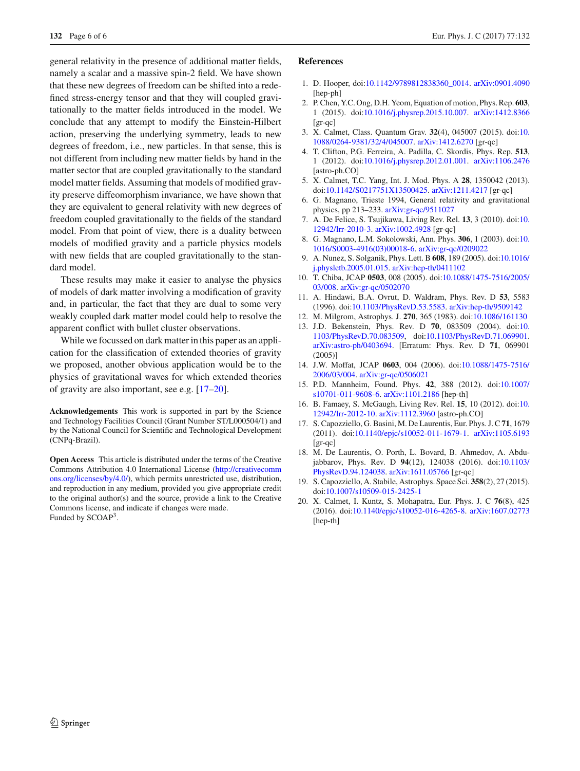general relativity in the presence of additional matter fields, namely a scalar and a massive spin-2 field. We have shown that these new degrees of freedom can be shifted into a redefined stress-energy tensor and that they will coupled gravitationally to the matter fields introduced in the model. We conclude that any attempt to modify the Einstein-Hilbert action, preserving the underlying symmetry, leads to new degrees of freedom, i.e., new particles. In that sense, this is not different from including new matter fields by hand in the matter sector that are coupled gravitationally to the standard model matter fields. Assuming that models of modified gravity preserve diffeomorphism invariance, we have shown that they are equivalent to general relativity with new degrees of freedom coupled gravitationally to the fields of the standard model. From that point of view, there is a duality between models of modified gravity and a particle physics models with new fields that are coupled gravitationally to the standard model.

These results may make it easier to analyse the physics of models of dark matter involving a modification of gravity and, in particular, the fact that they are dual to some very weakly coupled dark matter model could help to resolve the apparent conflict with bullet cluster observations.

While we focussed on dark matter in this paper as an application for the classification of extended theories of gravity we proposed, another obvious application would be to the physics of gravitational waves for which extended theories of gravity are also important, see e.g. [17–20].

**Acknowledgements** This work is supported in part by the Science and Technology Facilities Council (Grant Number ST/L000504/1) and by the National Council for Scientific and Technological Development (CNPq-Brazil).

**Open Access** This article is distributed under the terms of the Creative Commons Attribution 4.0 International License (http://creativecommons.org/licenses/by/4.0/), which permits unrestricted use, distribution, and reproduction in any medium, provided you give appropriate credit to the original author(s) and the source, provide a link to the Creative Commons license, and indicate if changes were made.
Funded by SCOAP[3].

## References

1. D. Hooper, doi:10.1142/9789812838360_0014. arXiv:0901.4090 [hep-ph]
2. P. Chen, Y.C. Ong, D.H. Yeom, Equation of motion, Phys. Rep. **603**, 1 (2015). doi:10.1016/j.physrep.2015.10.007. arXiv:1412.8366 [gr-qc]
3. X. Calmet, Class. Quantum Grav. **32**(4), 045007 (2015). doi:10.1088/0264-9381/32/4/045007. arXiv:1412.6270 [gr-qc]
4. T. Clifton, P.G. Ferreira, A. Padilla, C. Skordis, Phys. Rep. **513**, 1 (2012). doi:10.1016/j.physrep.2012.01.001. arXiv:1106.2476 [astro-ph.CO]
5. X. Calmet, T.C. Yang, Int. J. Mod. Phys. A **28**, 1350042 (2013). doi:10.1142/S0217751X13500425. arXiv:1211.4217 [gr-qc]
6. G. Magnano, Trieste 1994, General relativity and gravitational physics, pp 213–233. arXiv:gr-qc/9511027
7. A. De Felice, S. Tsujikawa, Living Rev. Rel. **13**, 3 (2010). doi:10.12942/lrr-2010-3. arXiv:1002.4928 [gr-qc]
8. G. Magnano, L.M. Sokolowski, Ann. Phys. **306**, 1 (2003). doi:10.1016/S0003-4916(03)00018-6. arXiv:gr-qc/0209022
9. A. Nunez, S. Solganik, Phys. Lett. B **608**, 189 (2005). doi:10.1016/j.physletb.2005.01.015. arXiv:hep-th/0411102
10. T. Chiba, JCAP **0503**, 008 (2005). doi:10.1088/1475-7516/2005/03/008. arXiv:gr-qc/0502070
11. A. Hindawi, B.A. Ovrut, D. Waldram, Phys. Rev. D **53**, 5583 (1996). doi:10.1103/PhysRevD.53.5583. arXiv:hep-th/9509142
12. M. Milgrom, Astrophys. J. **270**, 365 (1983). doi:10.1086/161130
13. J.D. Bekenstein, Phys. Rev. D **70**, 083509 (2004). doi:10.1103/PhysRevD.70.083509, doi:10.1103/PhysRevD.71.069901. arXiv:astro-ph/0403694. [Erratum: Phys. Rev. D **71**, 069901 (2005)]
14. J.W. Moffat, JCAP **0603**, 004 (2006). doi:10.1088/1475-7516/2006/03/004. arXiv:gr-qc/0506021
15. P.D. Mannheim, Found. Phys. **42**, 388 (2012). doi:10.1007/s10701-011-9608-6. arXiv:1101.2186 [hep-th]
16. B. Famaey, S. McGaugh, Living Rev. Rel. **15**, 10 (2012). doi:10.12942/lrr-2012-10. arXiv:1112.3960 [astro-ph.CO]
17. S. Capozziello, G. Basini, M. De Laurentis, Eur. Phys. J. C **71**, 1679 (2011). doi:10.1140/epjc/s10052-011-1679-1. arXiv:1105.6193 [gr-qc]
18. M. De Laurentis, O. Porth, L. Bovard, B. Ahmedov, A. Abdujabbarov, Phys. Rev. D **94**(12), 124038 (2016). doi:10.1103/PhysRevD.94.124038. arXiv:1611.05766 [gr-qc]
19. S. Capozziello, A. Stabile, Astrophys. Space Sci. **358**(2), 27 (2015). doi:10.1007/s10509-015-2425-1
20. X. Calmet, I. Kuntz, S. Mohapatra, Eur. Phys. J. C **76**(8), 425 (2016). doi:10.1140/epjc/s10052-016-4265-8. arXiv:1607.02773 [hep-th]